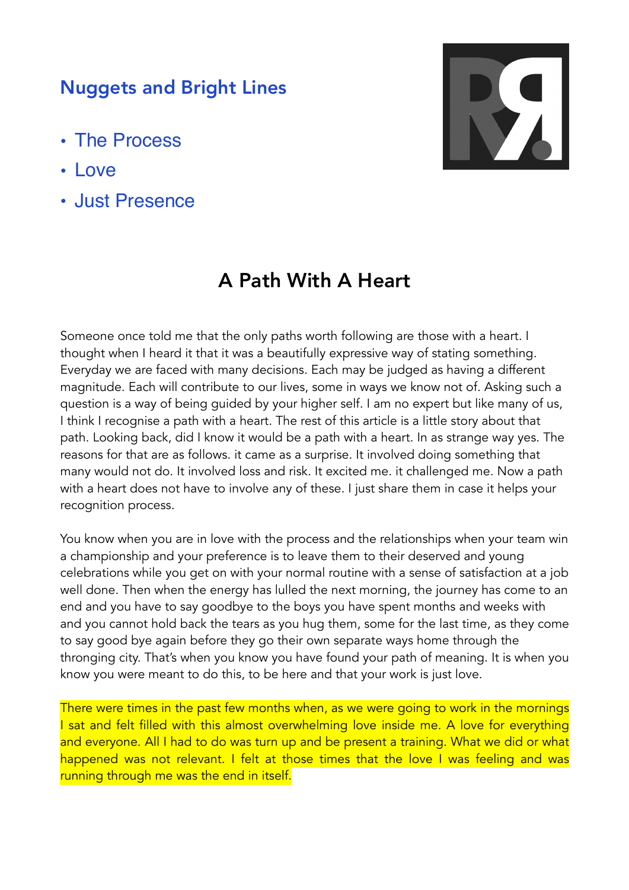## Nuggets and Bright Lines

- The Process
- Love
- Just Presence

# A Path With A Heart

Someone once told me that the only paths worth following are those with a heart. I thought when I heard it that it was a beautifully expressive way of stating something. Everyday we are faced with many decisions. Each may be judged as having a different magnitude. Each will contribute to our lives, some in ways we know not of. Asking such a question is a way of being guided by your higher self. I am no expert but like many of us, I think I recognise a path with a heart. The rest of this article is a little story about that path. Looking back, did I know it would be a path with a heart. In as strange way yes. The reasons for that are as follows. it came as a surprise. It involved doing something that many would not do. It involved loss and risk. It excited me. it challenged me. Now a path with a heart does not have to involve any of these. I just share them in case it helps your recognition process.

You know when you are in love with the process and the relationships when your team win a championship and your preference is to leave them to their deserved and young celebrations while you get on with your normal routine with a sense of satisfaction at a job well done. Then when the energy has lulled the next morning, the journey has come to an end and you have to say goodbye to the boys you have spent months and weeks with and you cannot hold back the tears as you hug them, some for the last time, as they come to say good bye again before they go their own separate ways home through the thronging city. That's when you know you have found your path of meaning. It is when you know you were meant to do this, to be here and that your work is just love.

There were times in the past few months when, as we were going to work in the mornings I sat and felt filled with this almost overwhelming love inside me. A love for everything and everyone. All I had to do was turn up and be present a training. What we did or what happened was not relevant. I felt at those times that the love I was feeling and was running through me was the end in itself.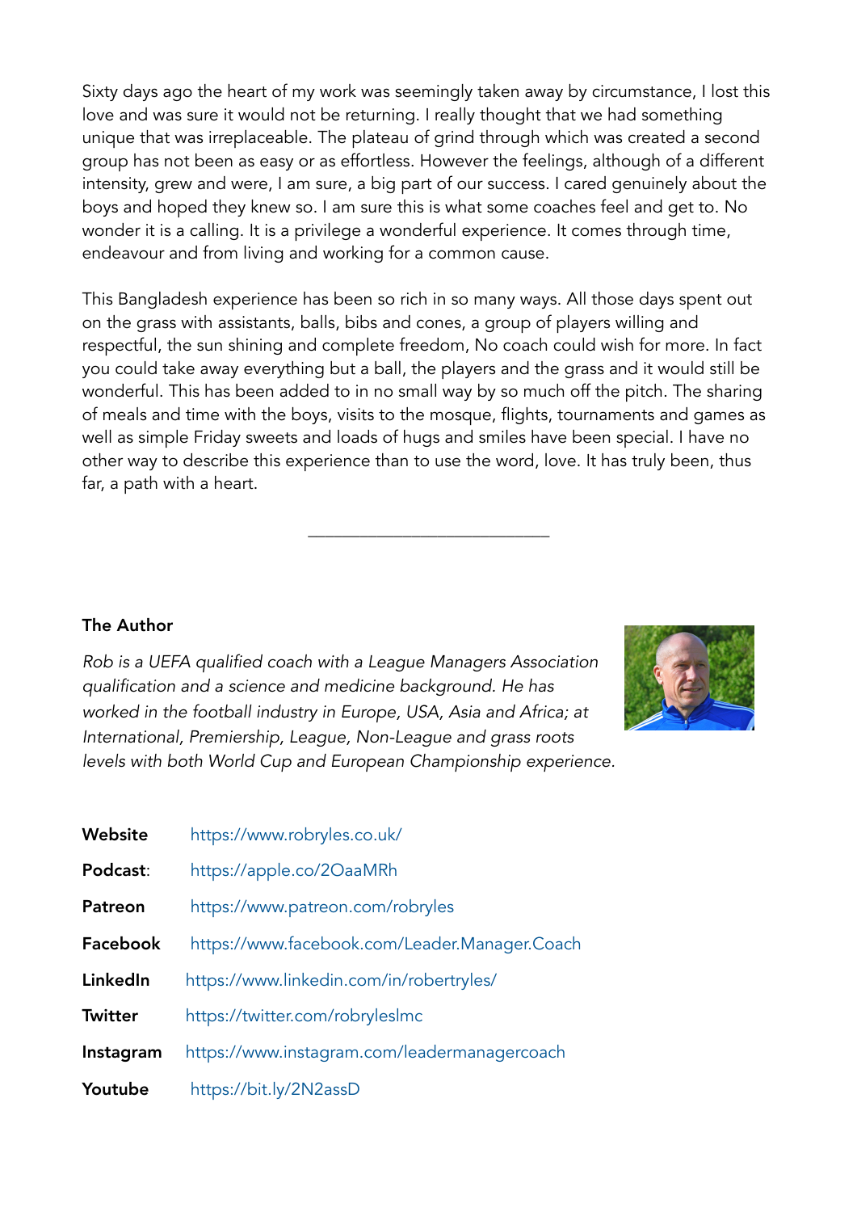Sixty days ago the heart of my work was seemingly taken away by circumstance, I lost this love and was sure it would not be returning. I really thought that we had something unique that was irreplaceable. The plateau of grind through which was created a second group has not been as easy or as effortless. However the feelings, although of a different intensity, grew and were, I am sure, a big part of our success. I cared genuinely about the boys and hoped they knew so. I am sure this is what some coaches feel and get to. No wonder it is a calling. It is a privilege a wonderful experience. It comes through time, endeavour and from living and working for a common cause.

This Bangladesh experience has been so rich in so many ways. All those days spent out on the grass with assistants, balls, bibs and cones, a group of players willing and respectful, the sun shining and complete freedom, No coach could wish for more. In fact you could take away everything but a ball, the players and the grass and it would still be wonderful. This has been added to in no small way by so much off the pitch. The sharing of meals and time with the boys, visits to the mosque, flights, tournaments and games as well as simple Friday sweets and loads of hugs and smiles have been special. I have no other way to describe this experience than to use the word, love. It has truly been, thus far, a path with a heart.

---

**The Author**

*Rob is a UEFA qualified coach with a League Managers Association qualification and a science and medicine background. He has worked in the football industry in Europe, USA, Asia and Africa; at International, Premiership, League, Non-League and grass roots levels with both World Cup and European Championship experience.*

| | |
|---|---|
| **Website** | https://www.robryles.co.uk/ |
| **Podcast**: | https://apple.co/2OaaMRh |
| **Patreon** | https://www.patreon.com/robryles |
| **Facebook** | https://www.facebook.com/Leader.Manager.Coach |
| **LinkedIn** | https://www.linkedin.com/in/robertryles/ |
| **Twitter** | https://twitter.com/robryleslmc |
| **Instagram** | https://www.instagram.com/leadermanagercoach |
| **Youtube** | https://bit.ly/2N2assD |